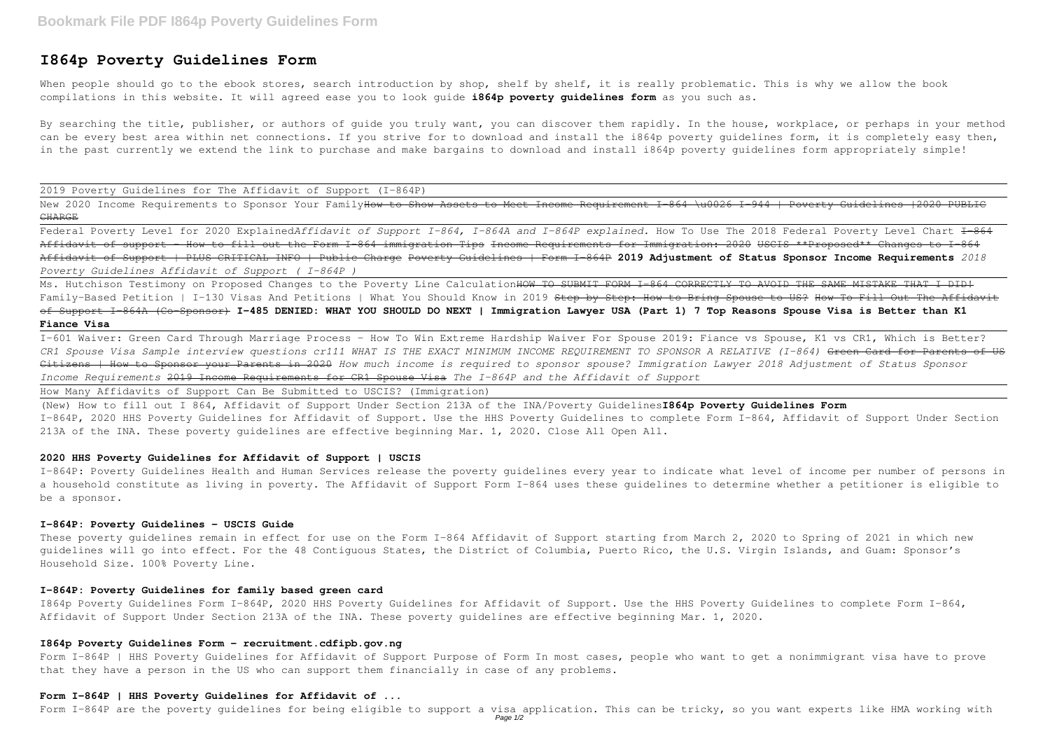# I864p Poverty Guidelines Form

When people should go to the ebook stores, search introduction by shop, shelf by shelf, it is really problematic. This is why we allow the book compilations in this website. It will agreed ease you to look guide **i864p poverty guidelines form** as you such as.

By searching the title, publisher, or authors of guide you truly want, you can discover them rapidly. In the house, workplace, or perhaps in your method can be every best area within net connections. If you strive for to download and install the i864p poverty guidelines form, it is completely easy then, in the past currently we extend the link to purchase and make bargains to download and install i864p poverty guidelines form appropriately simple!

2019 Poverty Guidelines for The Affidavit of Support (I-864P)

New 2020 Income Requirements to Sponsor Your Family~~How to Show Assets to Meet Income Requirement I-864 \u0026 I-944 | Poverty Guidelines |2020 PUBLIC CHARGE~~

Federal Poverty Level for 2020 Explained*Affidavit of Support I-864, I-864A and I-864P explained.* How To Use The 2018 Federal Poverty Level Chart ~~I-864 Affidavit of support - How to fill out the Form I-864 immigration Tips~~ ~~Income Requirements for Immigration: 2020~~ ~~USCIS \*\*Proposed\*\* Changes to I-864 Affidavit of Support | PLUS CRITICAL INFO | Public Charge~~ ~~Poverty Guidelines | Form I-864P~~ **2019 Adjustment of Status Sponsor Income Requirements** *2018 Poverty Guidelines Affidavit of Support ( I-864P )*

Ms. Hutchison Testimony on Proposed Changes to the Poverty Line Calculation~~HOW TO SUBMIT FORM I-864 CORRECTLY TO AVOID THE SAME MISTAKE THAT I DID!~~ Family-Based Petition | I-130 Visas And Petitions | What You Should Know in 2019 ~~Step by Step: How to Bring Spouse to US?~~ ~~How To Fill Out The Affidavit of Support I-864A (Co-Sponsor)~~ **I-485 DENIED: WHAT YOU SHOULD DO NEXT | Immigration Lawyer USA (Part 1) 7 Top Reasons Spouse Visa is Better than K1 Fiance Visa**

I-601 Waiver: Green Card Through Marriage Process - How To Win Extreme Hardship Waiver For Spouse 2019: Fiance vs Spouse, K1 vs CR1, Which is Better? *CR1 Spouse Visa Sample interview questions cr111 WHAT IS THE EXACT MINIMUM INCOME REQUIREMENT TO SPONSOR A RELATIVE (I-864)* ~~Green Card for Parents of US Citizens | How to Sponsor your Parents in 2020~~ *How much income is required to sponsor spouse? Immigration Lawyer 2018 Adjustment of Status Sponsor Income Requirements* ~~2019 Income Requirements for CR1 Spouse Visa~~ *The I-864P and the Affidavit of Support*

How Many Affidavits of Support Can Be Submitted to USCIS? (Immigration)

(New) How to fill out I 864, Affidavit of Support Under Section 213A of the INA/Poverty Guidelines**I864p Poverty Guidelines Form**
I-864P, 2020 HHS Poverty Guidelines for Affidavit of Support. Use the HHS Poverty Guidelines to complete Form I-864, Affidavit of Support Under Section 213A of the INA. These poverty guidelines are effective beginning Mar. 1, 2020. Close All Open All.

### 2020 HHS Poverty Guidelines for Affidavit of Support | USCIS

I-864P: Poverty Guidelines Health and Human Services release the poverty guidelines every year to indicate what level of income per number of persons in a household constitute as living in poverty. The Affidavit of Support Form I-864 uses these guidelines to determine whether a petitioner is eligible to be a sponsor.

### I-864P: Poverty Guidelines - USCIS Guide

These poverty guidelines remain in effect for use on the Form I-864 Affidavit of Support starting from March 2, 2020 to Spring of 2021 in which new guidelines will go into effect. For the 48 Contiguous States, the District of Columbia, Puerto Rico, the U.S. Virgin Islands, and Guam: Sponsor's Household Size. 100% Poverty Line.

### I-864P: Poverty Guidelines for family based green card

I864p Poverty Guidelines Form I-864P, 2020 HHS Poverty Guidelines for Affidavit of Support. Use the HHS Poverty Guidelines to complete Form I-864, Affidavit of Support Under Section 213A of the INA. These poverty guidelines are effective beginning Mar. 1, 2020.

### I864p Poverty Guidelines Form - recruitment.cdfipb.gov.ng

Form I-864P | HHS Poverty Guidelines for Affidavit of Support Purpose of Form In most cases, people who want to get a nonimmigrant visa have to prove that they have a person in the US who can support them financially in case of any problems.

### Form I-864P | HHS Poverty Guidelines for Affidavit of ...

Form I-864P are the poverty guidelines for being eligible to support a visa application. This can be tricky, so you want experts like HMA working with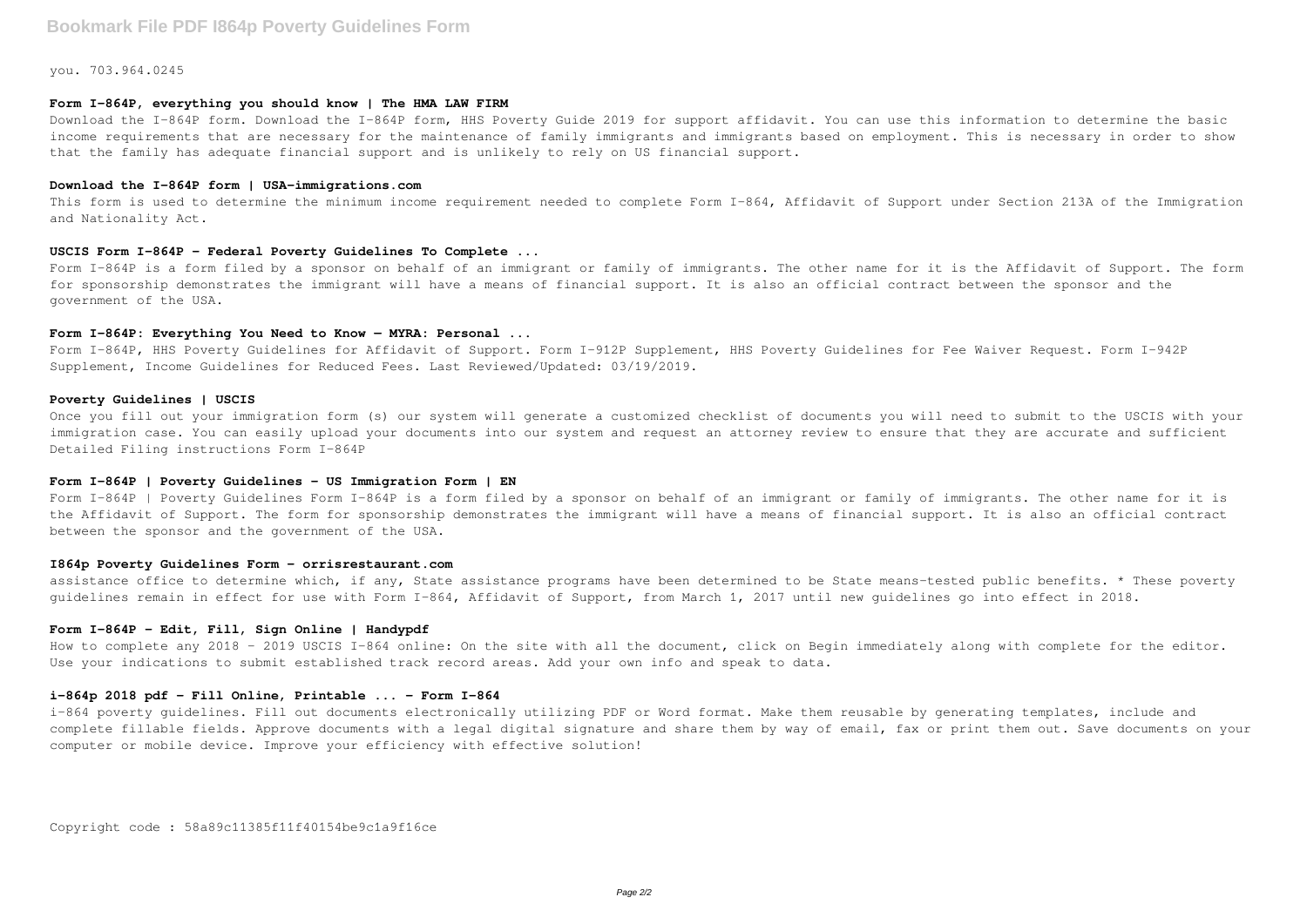you. 703.964.0245

### Form I-864P, everything you should know | The HMA LAW FIRM

Download the I-864P form. Download the I-864P form, HHS Poverty Guide 2019 for support affidavit. You can use this information to determine the basic income requirements that are necessary for the maintenance of family immigrants and immigrants based on employment. This is necessary in order to show that the family has adequate financial support and is unlikely to rely on US financial support.

### Download the I-864P form | USA-immigrations.com

This form is used to determine the minimum income requirement needed to complete Form I-864, Affidavit of Support under Section 213A of the Immigration and Nationality Act.

### USCIS Form I-864P - Federal Poverty Guidelines To Complete ...

Form I-864P is a form filed by a sponsor on behalf of an immigrant or family of immigrants. The other name for it is the Affidavit of Support. The form for sponsorship demonstrates the immigrant will have a means of financial support. It is also an official contract between the sponsor and the government of the USA.

### Form I-864P: Everything You Need to Know — MYRA: Personal ...

Form I-864P, HHS Poverty Guidelines for Affidavit of Support. Form I-912P Supplement, HHS Poverty Guidelines for Fee Waiver Request. Form I-942P Supplement, Income Guidelines for Reduced Fees. Last Reviewed/Updated: 03/19/2019.

### Poverty Guidelines | USCIS

Once you fill out your immigration form (s) our system will generate a customized checklist of documents you will need to submit to the USCIS with your immigration case. You can easily upload your documents into our system and request an attorney review to ensure that they are accurate and sufficient Detailed Filing instructions Form I-864P

### Form I-864P | Poverty Guidelines - US Immigration Form | EN

Form I-864P | Poverty Guidelines Form I-864P is a form filed by a sponsor on behalf of an immigrant or family of immigrants. The other name for it is the Affidavit of Support. The form for sponsorship demonstrates the immigrant will have a means of financial support. It is also an official contract between the sponsor and the government of the USA.

### I864p Poverty Guidelines Form - orrisrestaurant.com

assistance office to determine which, if any, State assistance programs have been determined to be State means-tested public benefits. * These poverty guidelines remain in effect for use with Form I-864, Affidavit of Support, from March 1, 2017 until new guidelines go into effect in 2018.

### Form I-864P - Edit, Fill, Sign Online | Handypdf

How to complete any 2018 - 2019 USCIS I-864 online: On the site with all the document, click on Begin immediately along with complete for the editor. Use your indications to submit established track record areas. Add your own info and speak to data.

### i-864p 2018 pdf - Fill Online, Printable ... - Form I-864

i-864 poverty guidelines. Fill out documents electronically utilizing PDF or Word format. Make them reusable by generating templates, include and complete fillable fields. Approve documents with a legal digital signature and share them by way of email, fax or print them out. Save documents on your computer or mobile device. Improve your efficiency with effective solution!

Copyright code : 58a89c11385f11f40154be9c1a9f16ce